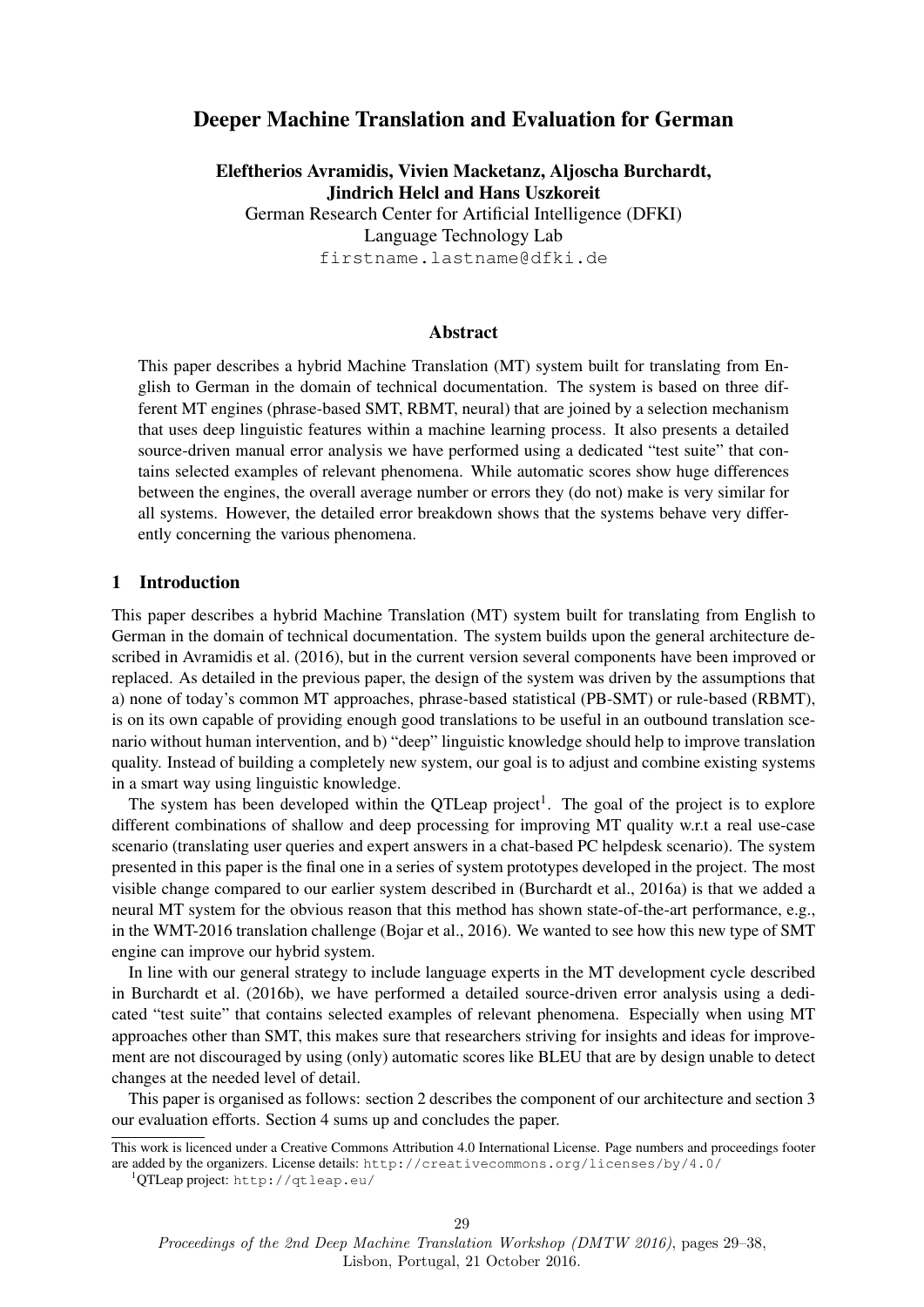# Deeper Machine Translation and Evaluation for German

**Eleftherios Avramidis, Vivien Macketanz, Aljoscha Burchardt, Jindrich Helcl and Hans Uszkoreit**
German Research Center for Artificial Intelligence (DFKI)
Language Technology Lab
`firstname.lastname@dfki.de`

## Abstract

This paper describes a hybrid Machine Translation (MT) system built for translating from English to German in the domain of technical documentation. The system is based on three different MT engines (phrase-based SMT, RBMT, neural) that are joined by a selection mechanism that uses deep linguistic features within a machine learning process. It also presents a detailed source-driven manual error analysis we have performed using a dedicated "test suite" that contains selected examples of relevant phenomena. While automatic scores show huge differences between the engines, the overall average number or errors they (do not) make is very similar for all systems. However, the detailed error breakdown shows that the systems behave very differently concerning the various phenomena.

## 1 Introduction

This paper describes a hybrid Machine Translation (MT) system built for translating from English to German in the domain of technical documentation. The system builds upon the general architecture described in Avramidis et al. (2016), but in the current version several components have been improved or replaced. As detailed in the previous paper, the design of the system was driven by the assumptions that a) none of today's common MT approaches, phrase-based statistical (PB-SMT) or rule-based (RBMT), is on its own capable of providing enough good translations to be useful in an outbound translation scenario without human intervention, and b) "deep" linguistic knowledge should help to improve translation quality. Instead of building a completely new system, our goal is to adjust and combine existing systems in a smart way using linguistic knowledge.

The system has been developed within the QTLeap project[1]. The goal of the project is to explore different combinations of shallow and deep processing for improving MT quality w.r.t a real use-case scenario (translating user queries and expert answers in a chat-based PC helpdesk scenario). The system presented in this paper is the final one in a series of system prototypes developed in the project. The most visible change compared to our earlier system described in (Burchardt et al., 2016a) is that we added a neural MT system for the obvious reason that this method has shown state-of-the-art performance, e.g., in the WMT-2016 translation challenge (Bojar et al., 2016). We wanted to see how this new type of SMT engine can improve our hybrid system.

In line with our general strategy to include language experts in the MT development cycle described in Burchardt et al. (2016b), we have performed a detailed source-driven error analysis using a dedicated "test suite" that contains selected examples of relevant phenomena. Especially when using MT approaches other than SMT, this makes sure that researchers striving for insights and ideas for improvement are not discouraged by using (only) automatic scores like BLEU that are by design unable to detect changes at the needed level of detail.

This paper is organised as follows: section 2 describes the component of our architecture and section 3 our evaluation efforts. Section 4 sums up and concludes the paper.

This work is licenced under a Creative Commons Attribution 4.0 International License. Page numbers and proceedings footer are added by the organizers. License details: `http://creativecommons.org/licenses/by/4.0/`

[1] QTLeap project: `http://qtleap.eu/`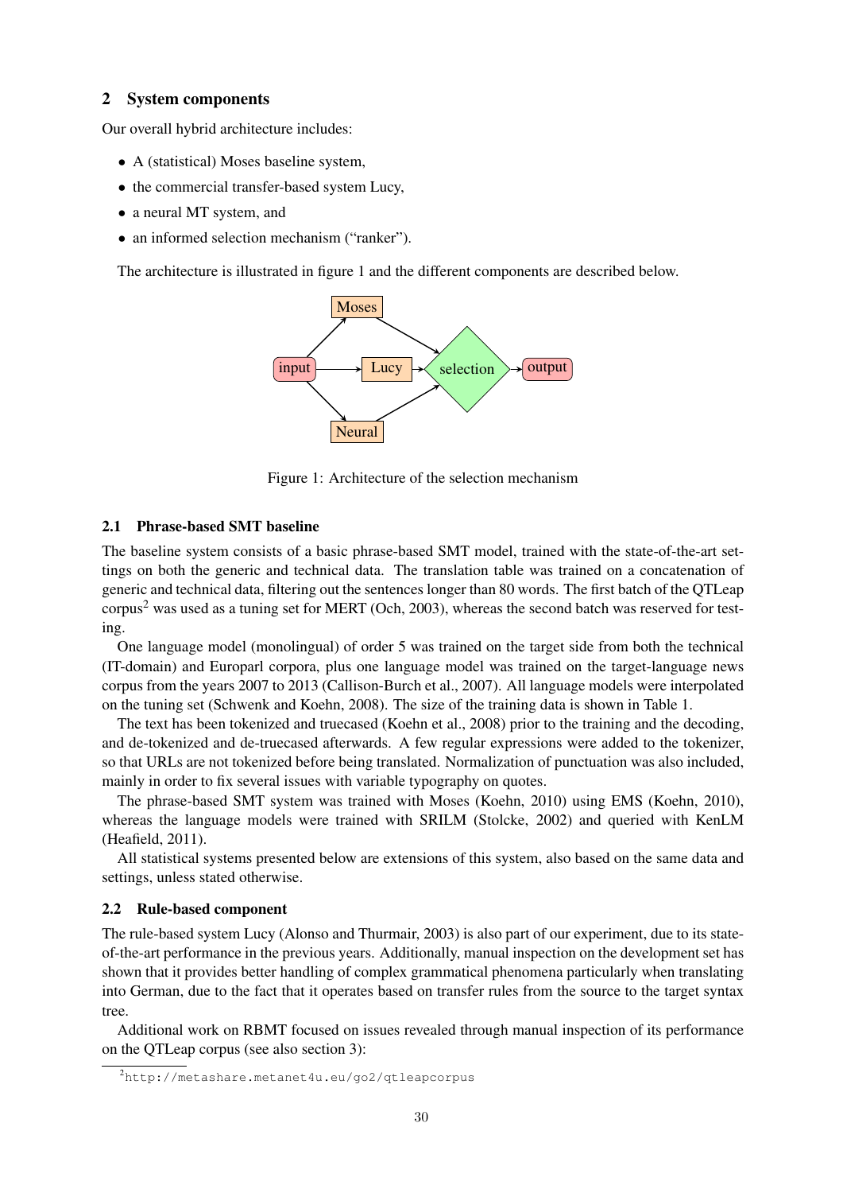## 2 System components

Our overall hybrid architecture includes:

- A (statistical) Moses baseline system,
- the commercial transfer-based system Lucy,
- a neural MT system, and
- an informed selection mechanism ("ranker").

The architecture is illustrated in figure 1 and the different components are described below.

Figure 1: Architecture of the selection mechanism

### 2.1 Phrase-based SMT baseline

The baseline system consists of a basic phrase-based SMT model, trained with the state-of-the-art settings on both the generic and technical data. The translation table was trained on a concatenation of generic and technical data, filtering out the sentences longer than 80 words. The first batch of the QTLeap corpus[2] was used as a tuning set for MERT (Och, 2003), whereas the second batch was reserved for testing.

One language model (monolingual) of order 5 was trained on the target side from both the technical (IT-domain) and Europarl corpora, plus one language model was trained on the target-language news corpus from the years 2007 to 2013 (Callison-Burch et al., 2007). All language models were interpolated on the tuning set (Schwenk and Koehn, 2008). The size of the training data is shown in Table 1.

The text has been tokenized and truecased (Koehn et al., 2008) prior to the training and the decoding, and de-tokenized and de-truecased afterwards. A few regular expressions were added to the tokenizer, so that URLs are not tokenized before being translated. Normalization of punctuation was also included, mainly in order to fix several issues with variable typography on quotes.

The phrase-based SMT system was trained with Moses (Koehn, 2010) using EMS (Koehn, 2010), whereas the language models were trained with SRILM (Stolcke, 2002) and queried with KenLM (Heafield, 2011).

All statistical systems presented below are extensions of this system, also based on the same data and settings, unless stated otherwise.

### 2.2 Rule-based component

The rule-based system Lucy (Alonso and Thurmair, 2003) is also part of our experiment, due to its state-of-the-art performance in the previous years. Additionally, manual inspection on the development set has shown that it provides better handling of complex grammatical phenomena particularly when translating into German, due to the fact that it operates based on transfer rules from the source to the target syntax tree.

Additional work on RBMT focused on issues revealed through manual inspection of its performance on the QTLeap corpus (see also section 3):

[2] http://metashare.metanet4u.eu/go2/qtleapcorpus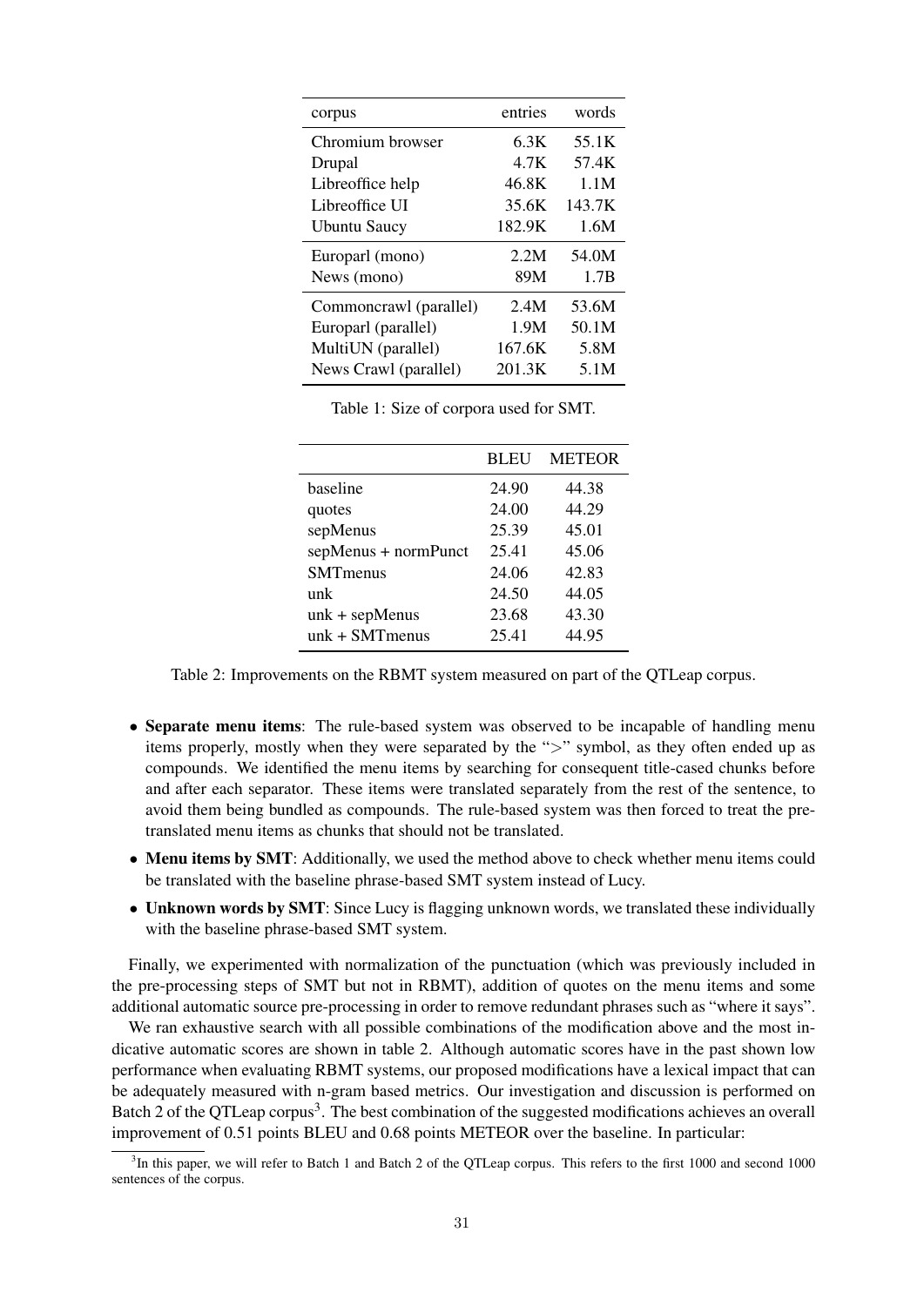| corpus | entries | words |
|---|---|---|
| Chromium browser | 6.3K | 55.1K |
| Drupal | 4.7K | 57.4K |
| Libreoffice help | 46.8K | 1.1M |
| Libreoffice UI | 35.6K | 143.7K |
| Ubuntu Saucy | 182.9K | 1.6M |
| Europarl (mono) | 2.2M | 54.0M |
| News (mono) | 89M | 1.7B |
| Commoncrawl (parallel) | 2.4M | 53.6M |
| Europarl (parallel) | 1.9M | 50.1M |
| MultiUN (parallel) | 167.6K | 5.8M |
| News Crawl (parallel) | 201.3K | 5.1M |

Table 1: Size of corpora used for SMT.

| | BLEU | METEOR |
|---|---|---|
| baseline | 24.90 | 44.38 |
| quotes | 24.00 | 44.29 |
| sepMenus | 25.39 | 45.01 |
| sepMenus + normPunct | 25.41 | 45.06 |
| SMTmenus | 24.06 | 42.83 |
| unk | 24.50 | 44.05 |
| unk + sepMenus | 23.68 | 43.30 |
| unk + SMTmenus | 25.41 | 44.95 |

Table 2: Improvements on the RBMT system measured on part of the QTLeap corpus.

- **Separate menu items**: The rule-based system was observed to be incapable of handling menu items properly, mostly when they were separated by the ">" symbol, as they often ended up as compounds. We identified the menu items by searching for consequent title-cased chunks before and after each separator. These items were translated separately from the rest of the sentence, to avoid them being bundled as compounds. The rule-based system was then forced to treat the pre-translated menu items as chunks that should not be translated.
- **Menu items by SMT**: Additionally, we used the method above to check whether menu items could be translated with the baseline phrase-based SMT system instead of Lucy.
- **Unknown words by SMT**: Since Lucy is flagging unknown words, we translated these individually with the baseline phrase-based SMT system.

Finally, we experimented with normalization of the punctuation (which was previously included in the pre-processing steps of SMT but not in RBMT), addition of quotes on the menu items and some additional automatic source pre-processing in order to remove redundant phrases such as "where it says".

We ran exhaustive search with all possible combinations of the modification above and the most indicative automatic scores are shown in table 2. Although automatic scores have in the past shown low performance when evaluating RBMT systems, our proposed modifications have a lexical impact that can be adequately measured with n-gram based metrics. Our investigation and discussion is performed on Batch 2 of the QTLeap corpus[3]. The best combination of the suggested modifications achieves an overall improvement of 0.51 points BLEU and 0.68 points METEOR over the baseline. In particular:

[3] In this paper, we will refer to Batch 1 and Batch 2 of the QTLeap corpus. This refers to the first 1000 and second 1000 sentences of the corpus.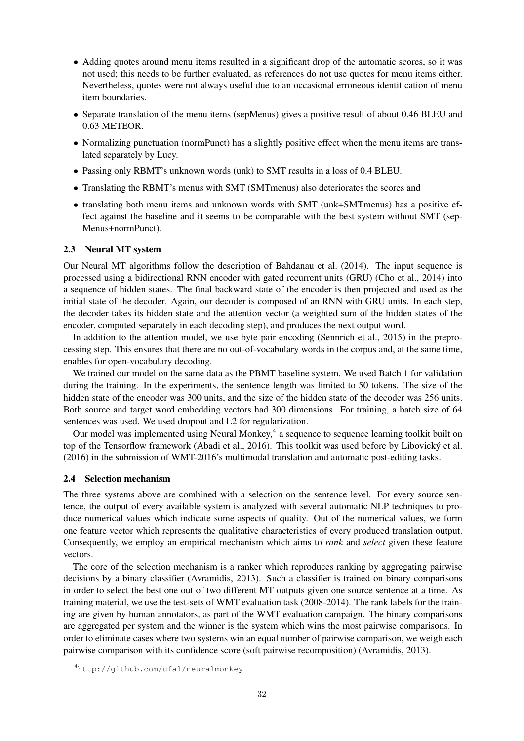- Adding quotes around menu items resulted in a significant drop of the automatic scores, so it was not used; this needs to be further evaluated, as references do not use quotes for menu items either. Nevertheless, quotes were not always useful due to an occasional erroneous identification of menu item boundaries.
- Separate translation of the menu items (sepMenus) gives a positive result of about 0.46 BLEU and 0.63 METEOR.
- Normalizing punctuation (normPunct) has a slightly positive effect when the menu items are translated separately by Lucy.
- Passing only RBMT's unknown words (unk) to SMT results in a loss of 0.4 BLEU.
- Translating the RBMT's menus with SMT (SMTmenus) also deteriorates the scores and
- translating both menu items and unknown words with SMT (unk+SMTmenus) has a positive effect against the baseline and it seems to be comparable with the best system without SMT (sepMenus+normPunct).

### 2.3 Neural MT system

Our Neural MT algorithms follow the description of Bahdanau et al. (2014). The input sequence is processed using a bidirectional RNN encoder with gated recurrent units (GRU) (Cho et al., 2014) into a sequence of hidden states. The final backward state of the encoder is then projected and used as the initial state of the decoder. Again, our decoder is composed of an RNN with GRU units. In each step, the decoder takes its hidden state and the attention vector (a weighted sum of the hidden states of the encoder, computed separately in each decoding step), and produces the next output word.

In addition to the attention model, we use byte pair encoding (Sennrich et al., 2015) in the preprocessing step. This ensures that there are no out-of-vocabulary words in the corpus and, at the same time, enables for open-vocabulary decoding.

We trained our model on the same data as the PBMT baseline system. We used Batch 1 for validation during the training. In the experiments, the sentence length was limited to 50 tokens. The size of the hidden state of the encoder was 300 units, and the size of the hidden state of the decoder was 256 units. Both source and target word embedding vectors had 300 dimensions. For training, a batch size of 64 sentences was used. We used dropout and L2 for regularization.

Our model was implemented using Neural Monkey,[4] a sequence to sequence learning toolkit built on top of the Tensorflow framework (Abadi et al., 2016). This toolkit was used before by Libovický et al. (2016) in the submission of WMT-2016's multimodal translation and automatic post-editing tasks.

### 2.4 Selection mechanism

The three systems above are combined with a selection on the sentence level. For every source sentence, the output of every available system is analyzed with several automatic NLP techniques to produce numerical values which indicate some aspects of quality. Out of the numerical values, we form one feature vector which represents the qualitative characteristics of every produced translation output. Consequently, we employ an empirical mechanism which aims to *rank* and *select* given these feature vectors.

The core of the selection mechanism is a ranker which reproduces ranking by aggregating pairwise decisions by a binary classifier (Avramidis, 2013). Such a classifier is trained on binary comparisons in order to select the best one out of two different MT outputs given one source sentence at a time. As training material, we use the test-sets of WMT evaluation task (2008-2014). The rank labels for the training are given by human annotators, as part of the WMT evaluation campaign. The binary comparisons are aggregated per system and the winner is the system which wins the most pairwise comparisons. In order to eliminate cases where two systems win an equal number of pairwise comparison, we weigh each pairwise comparison with its confidence score (soft pairwise recomposition) (Avramidis, 2013).

[4] http://github.com/ufal/neuralmonkey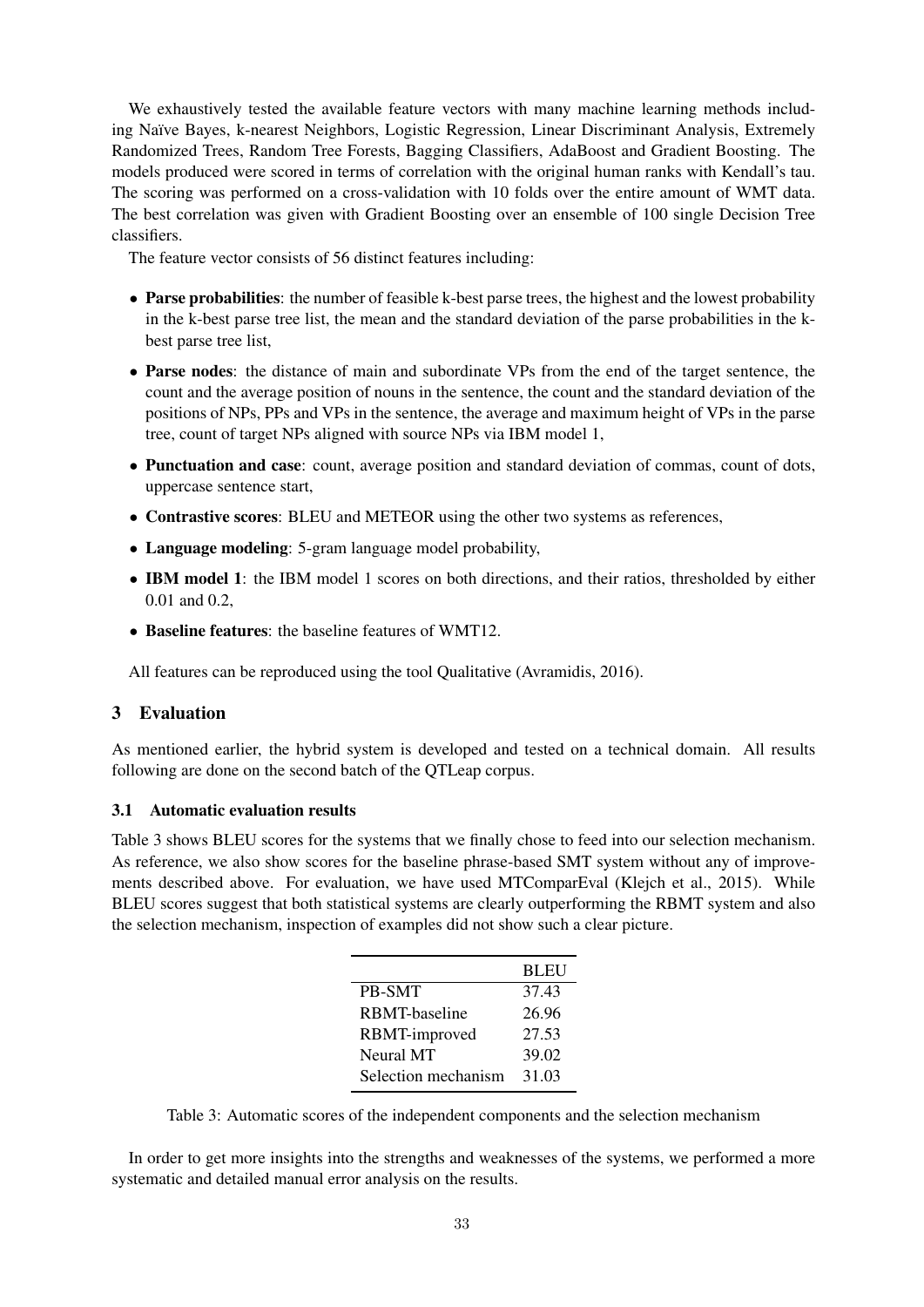We exhaustively tested the available feature vectors with many machine learning methods including Naïve Bayes, k-nearest Neighbors, Logistic Regression, Linear Discriminant Analysis, Extremely Randomized Trees, Random Tree Forests, Bagging Classifiers, AdaBoost and Gradient Boosting. The models produced were scored in terms of correlation with the original human ranks with Kendall's tau. The scoring was performed on a cross-validation with 10 folds over the entire amount of WMT data. The best correlation was given with Gradient Boosting over an ensemble of 100 single Decision Tree classifiers.

The feature vector consists of 56 distinct features including:

- **Parse probabilities**: the number of feasible k-best parse trees, the highest and the lowest probability in the k-best parse tree list, the mean and the standard deviation of the parse probabilities in the k-best parse tree list,
- **Parse nodes**: the distance of main and subordinate VPs from the end of the target sentence, the count and the average position of nouns in the sentence, the count and the standard deviation of the positions of NPs, PPs and VPs in the sentence, the average and maximum height of VPs in the parse tree, count of target NPs aligned with source NPs via IBM model 1,
- **Punctuation and case**: count, average position and standard deviation of commas, count of dots, uppercase sentence start,
- **Contrastive scores**: BLEU and METEOR using the other two systems as references,
- **Language modeling**: 5-gram language model probability,
- **IBM model 1**: the IBM model 1 scores on both directions, and their ratios, thresholded by either 0.01 and 0.2,
- **Baseline features**: the baseline features of WMT12.

All features can be reproduced using the tool Qualitative (Avramidis, 2016).

## 3 Evaluation

As mentioned earlier, the hybrid system is developed and tested on a technical domain. All results following are done on the second batch of the QTLeap corpus.

### 3.1 Automatic evaluation results

Table 3 shows BLEU scores for the systems that we finally chose to feed into our selection mechanism. As reference, we also show scores for the baseline phrase-based SMT system without any of improvements described above. For evaluation, we have used MTComparEval (Klejch et al., 2015). While BLEU scores suggest that both statistical systems are clearly outperforming the RBMT system and also the selection mechanism, inspection of examples did not show such a clear picture.

| | BLEU |
|---|---|
| PB-SMT | 37.43 |
| RBMT-baseline | 26.96 |
| RBMT-improved | 27.53 |
| Neural MT | 39.02 |
| Selection mechanism | 31.03 |

Table 3: Automatic scores of the independent components and the selection mechanism

In order to get more insights into the strengths and weaknesses of the systems, we performed a more systematic and detailed manual error analysis on the results.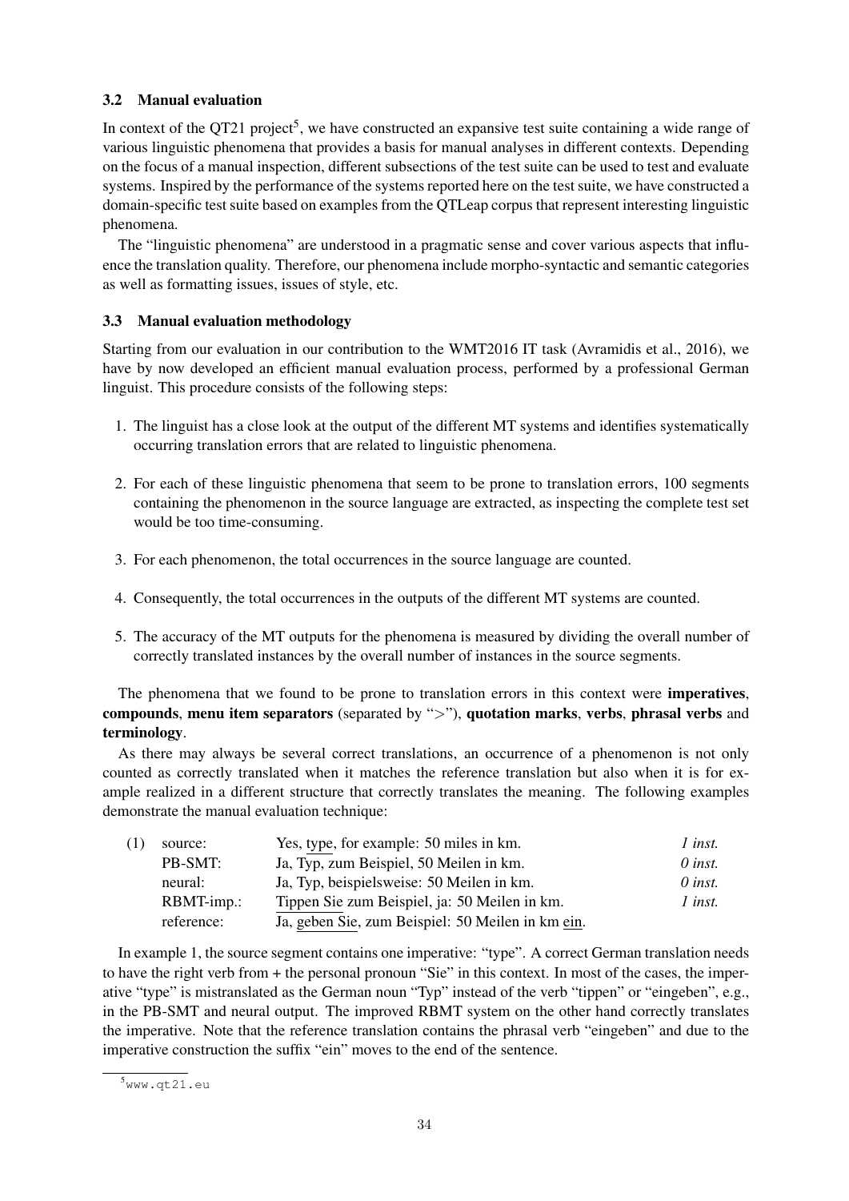### 3.2 Manual evaluation

In context of the QT21 project[5], we have constructed an expansive test suite containing a wide range of various linguistic phenomena that provides a basis for manual analyses in different contexts. Depending on the focus of a manual inspection, different subsections of the test suite can be used to test and evaluate systems. Inspired by the performance of the systems reported here on the test suite, we have constructed a domain-specific test suite based on examples from the QTLeap corpus that represent interesting linguistic phenomena.

The "linguistic phenomena" are understood in a pragmatic sense and cover various aspects that influence the translation quality. Therefore, our phenomena include morpho-syntactic and semantic categories as well as formatting issues, issues of style, etc.

### 3.3 Manual evaluation methodology

Starting from our evaluation in our contribution to the WMT2016 IT task (Avramidis et al., 2016), we have by now developed an efficient manual evaluation process, performed by a professional German linguist. This procedure consists of the following steps:

1. The linguist has a close look at the output of the different MT systems and identifies systematically occurring translation errors that are related to linguistic phenomena.

2. For each of these linguistic phenomena that seem to be prone to translation errors, 100 segments containing the phenomenon in the source language are extracted, as inspecting the complete test set would be too time-consuming.

3. For each phenomenon, the total occurrences in the source language are counted.

4. Consequently, the total occurrences in the outputs of the different MT systems are counted.

5. The accuracy of the MT outputs for the phenomena is measured by dividing the overall number of correctly translated instances by the overall number of instances in the source segments.

The phenomena that we found to be prone to translation errors in this context were **imperatives**, **compounds**, **menu item separators** (separated by ">"), **quotation marks**, **verbs**, **phrasal verbs** and **terminology**.

As there may always be several correct translations, an occurrence of a phenomenon is not only counted as correctly translated when it matches the reference translation but also when it is for example realized in a different structure that correctly translates the meaning. The following examples demonstrate the manual evaluation technique:

| (1) | | | |
|---|---|---|---|
| | source: | Yes, <u>type</u>, for example: 50 miles in km. | *1 inst.* |
| | PB-SMT: | Ja, Typ, zum Beispiel, 50 Meilen in km. | *0 inst.* |
| | neural: | Ja, Typ, beispielsweise: 50 Meilen in km. | *0 inst.* |
| | RBMT-imp.: | <u>Tippen Sie</u> zum Beispiel, ja: 50 Meilen in km. | *1 inst.* |
| | reference: | Ja, <u>geben Sie</u>, zum Beispiel: 50 Meilen in km <u>ein</u>. | |

In example 1, the source segment contains one imperative: "type". A correct German translation needs to have the right verb from + the personal pronoun "Sie" in this context. In most of the cases, the imperative "type" is mistranslated as the German noun "Typ" instead of the verb "tippen" or "eingeben", e.g., in the PB-SMT and neural output. The improved RBMT system on the other hand correctly translates the imperative. Note that the reference translation contains the phrasal verb "eingeben" and due to the imperative construction the suffix "ein" moves to the end of the sentence.

[5] www.qt21.eu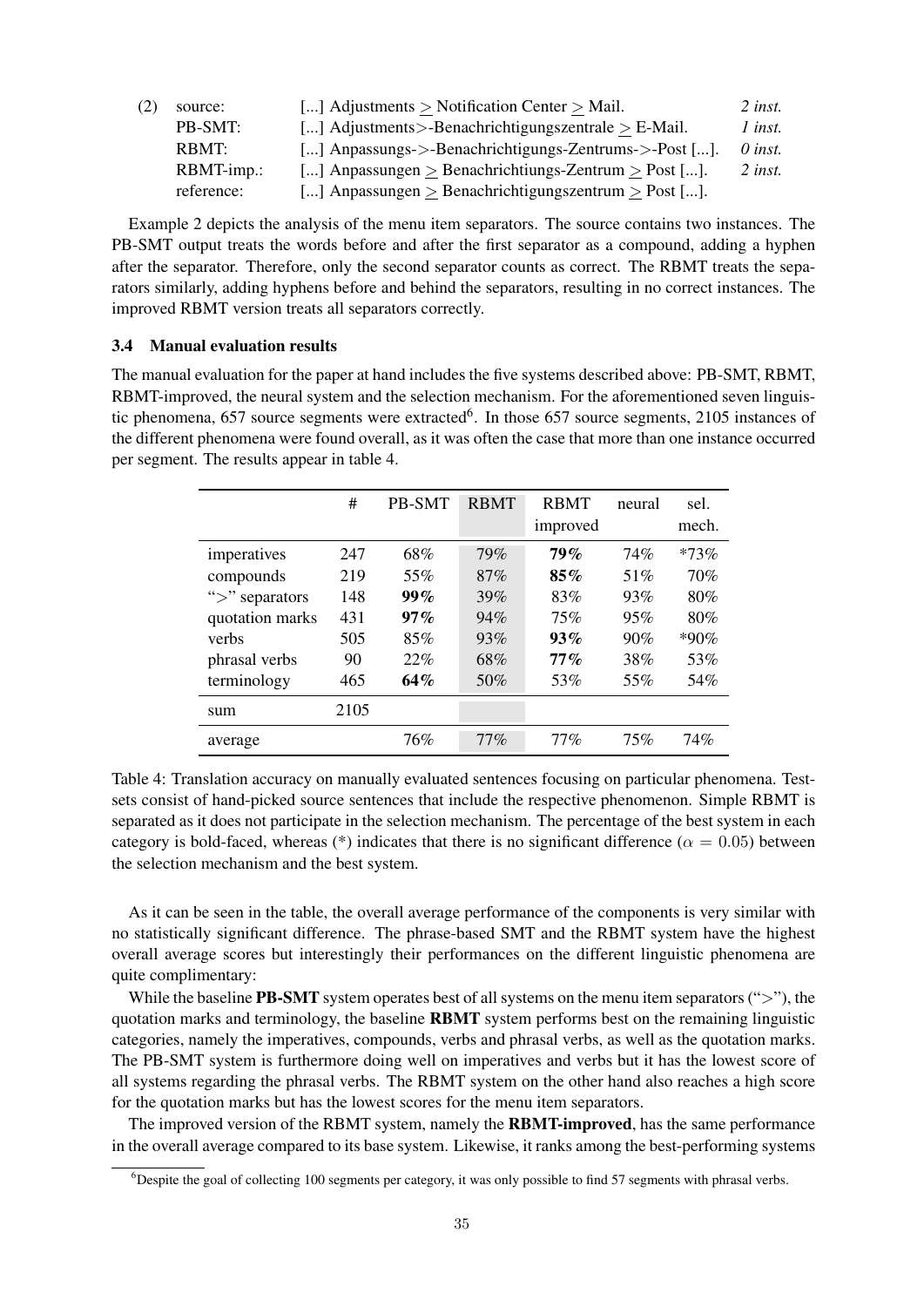(2) source: [...] Adjustments > Notification Center > Mail. *2 inst.*
PB-SMT: [...] Adjustments>-Benachrichtigungszentrale > E-Mail. *1 inst.*
RBMT: [...] Anpassungs->-Benachrichtigungs-Zentrums->-Post [...]. *0 inst.*
RBMT-imp.: [...] Anpassungen > Benachrichtiungs-Zentrum > Post [...]. *2 inst.*
reference: [...] Anpassungen > Benachrichtigungszentrum > Post [...].

Example 2 depicts the analysis of the menu item separators. The source contains two instances. The PB-SMT output treats the words before and after the first separator as a compound, adding a hyphen after the separator. Therefore, only the second separator counts as correct. The RBMT treats the separators similarly, adding hyphens before and behind the separators, resulting in no correct instances. The improved RBMT version treats all separators correctly.

### 3.4 Manual evaluation results

The manual evaluation for the paper at hand includes the five systems described above: PB-SMT, RBMT, RBMT-improved, the neural system and the selection mechanism. For the aforementioned seven linguistic phenomena, 657 source segments were extracted[6]. In those 657 source segments, 2105 instances of the different phenomena were found overall, as it was often the case that more than one instance occurred per segment. The results appear in table 4.

| | # | PB-SMT | RBMT | RBMT improved | neural | sel. mech. |
|---|---|---|---|---|---|---|
| imperatives | 247 | 68% | 79% | **79%** | 74% | *73% |
| compounds | 219 | 55% | 87% | **85%** | 51% | 70% |
| ">" separators | 148 | **99%** | 39% | 83% | 93% | 80% |
| quotation marks | 431 | **97%** | 94% | 75% | 95% | 80% |
| verbs | 505 | 85% | 93% | **93%** | 90% | *90% |
| phrasal verbs | 90 | 22% | 68% | **77%** | 38% | 53% |
| terminology | 465 | **64%** | 50% | 53% | 55% | 54% |
| sum | 2105 | | | | | |
| average | | 76% | 77% | 77% | 75% | 74% |

Table 4: Translation accuracy on manually evaluated sentences focusing on particular phenomena. Testsets consist of hand-picked source sentences that include the respective phenomenon. Simple RBMT is separated as it does not participate in the selection mechanism. The percentage of the best system in each category is bold-faced, whereas (*) indicates that there is no significant difference ($\alpha = 0.05$) between the selection mechanism and the best system.

As it can be seen in the table, the overall average performance of the components is very similar with no statistically significant difference. The phrase-based SMT and the RBMT system have the highest overall average scores but interestingly their performances on the different linguistic phenomena are quite complimentary:

While the baseline **PB-SMT** system operates best of all systems on the menu item separators (">"), the quotation marks and terminology, the baseline **RBMT** system performs best on the remaining linguistic categories, namely the imperatives, compounds, verbs and phrasal verbs, as well as the quotation marks. The PB-SMT system is furthermore doing well on imperatives and verbs but it has the lowest score of all systems regarding the phrasal verbs. The RBMT system on the other hand also reaches a high score for the quotation marks but has the lowest scores for the menu item separators.

The improved version of the RBMT system, namely the **RBMT-improved**, has the same performance in the overall average compared to its base system. Likewise, it ranks among the best-performing systems

[6] Despite the goal of collecting 100 segments per category, it was only possible to find 57 segments with phrasal verbs.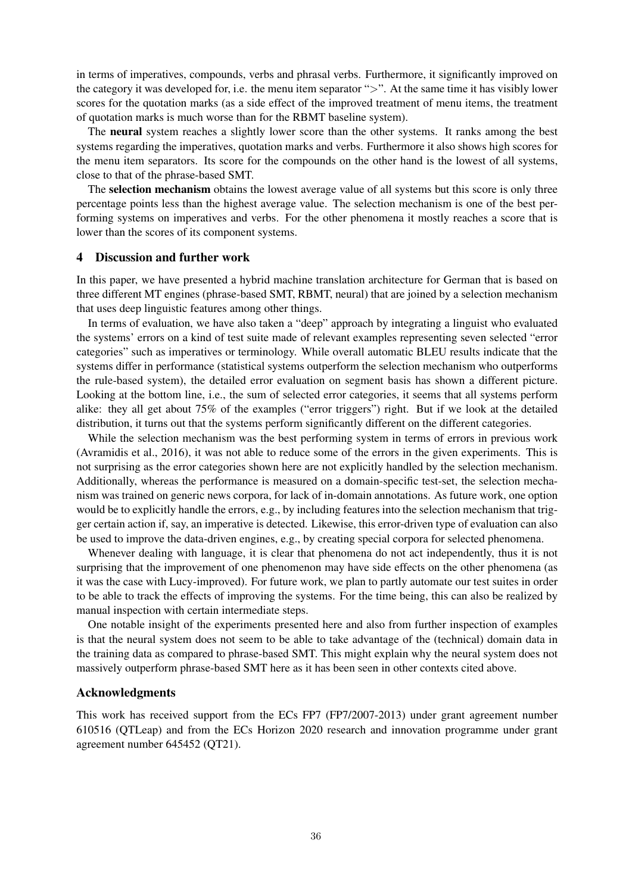in terms of imperatives, compounds, verbs and phrasal verbs. Furthermore, it significantly improved on the category it was developed for, i.e. the menu item separator ">". At the same time it has visibly lower scores for the quotation marks (as a side effect of the improved treatment of menu items, the treatment of quotation marks is much worse than for the RBMT baseline system).

The **neural** system reaches a slightly lower score than the other systems. It ranks among the best systems regarding the imperatives, quotation marks and verbs. Furthermore it also shows high scores for the menu item separators. Its score for the compounds on the other hand is the lowest of all systems, close to that of the phrase-based SMT.

The **selection mechanism** obtains the lowest average value of all systems but this score is only three percentage points less than the highest average value. The selection mechanism is one of the best performing systems on imperatives and verbs. For the other phenomena it mostly reaches a score that is lower than the scores of its component systems.

## 4 Discussion and further work

In this paper, we have presented a hybrid machine translation architecture for German that is based on three different MT engines (phrase-based SMT, RBMT, neural) that are joined by a selection mechanism that uses deep linguistic features among other things.

In terms of evaluation, we have also taken a "deep" approach by integrating a linguist who evaluated the systems' errors on a kind of test suite made of relevant examples representing seven selected "error categories" such as imperatives or terminology. While overall automatic BLEU results indicate that the systems differ in performance (statistical systems outperform the selection mechanism who outperforms the rule-based system), the detailed error evaluation on segment basis has shown a different picture. Looking at the bottom line, i.e., the sum of selected error categories, it seems that all systems perform alike: they all get about 75% of the examples ("error triggers") right. But if we look at the detailed distribution, it turns out that the systems perform significantly different on the different categories.

While the selection mechanism was the best performing system in terms of errors in previous work (Avramidis et al., 2016), it was not able to reduce some of the errors in the given experiments. This is not surprising as the error categories shown here are not explicitly handled by the selection mechanism. Additionally, whereas the performance is measured on a domain-specific test-set, the selection mechanism was trained on generic news corpora, for lack of in-domain annotations. As future work, one option would be to explicitly handle the errors, e.g., by including features into the selection mechanism that trigger certain action if, say, an imperative is detected. Likewise, this error-driven type of evaluation can also be used to improve the data-driven engines, e.g., by creating special corpora for selected phenomena.

Whenever dealing with language, it is clear that phenomena do not act independently, thus it is not surprising that the improvement of one phenomenon may have side effects on the other phenomena (as it was the case with Lucy-improved). For future work, we plan to partly automate our test suites in order to be able to track the effects of improving the systems. For the time being, this can also be realized by manual inspection with certain intermediate steps.

One notable insight of the experiments presented here and also from further inspection of examples is that the neural system does not seem to be able to take advantage of the (technical) domain data in the training data as compared to phrase-based SMT. This might explain why the neural system does not massively outperform phrase-based SMT here as it has been seen in other contexts cited above.

## Acknowledgments

This work has received support from the ECs FP7 (FP7/2007-2013) under grant agreement number 610516 (QTLeap) and from the ECs Horizon 2020 research and innovation programme under grant agreement number 645452 (QT21).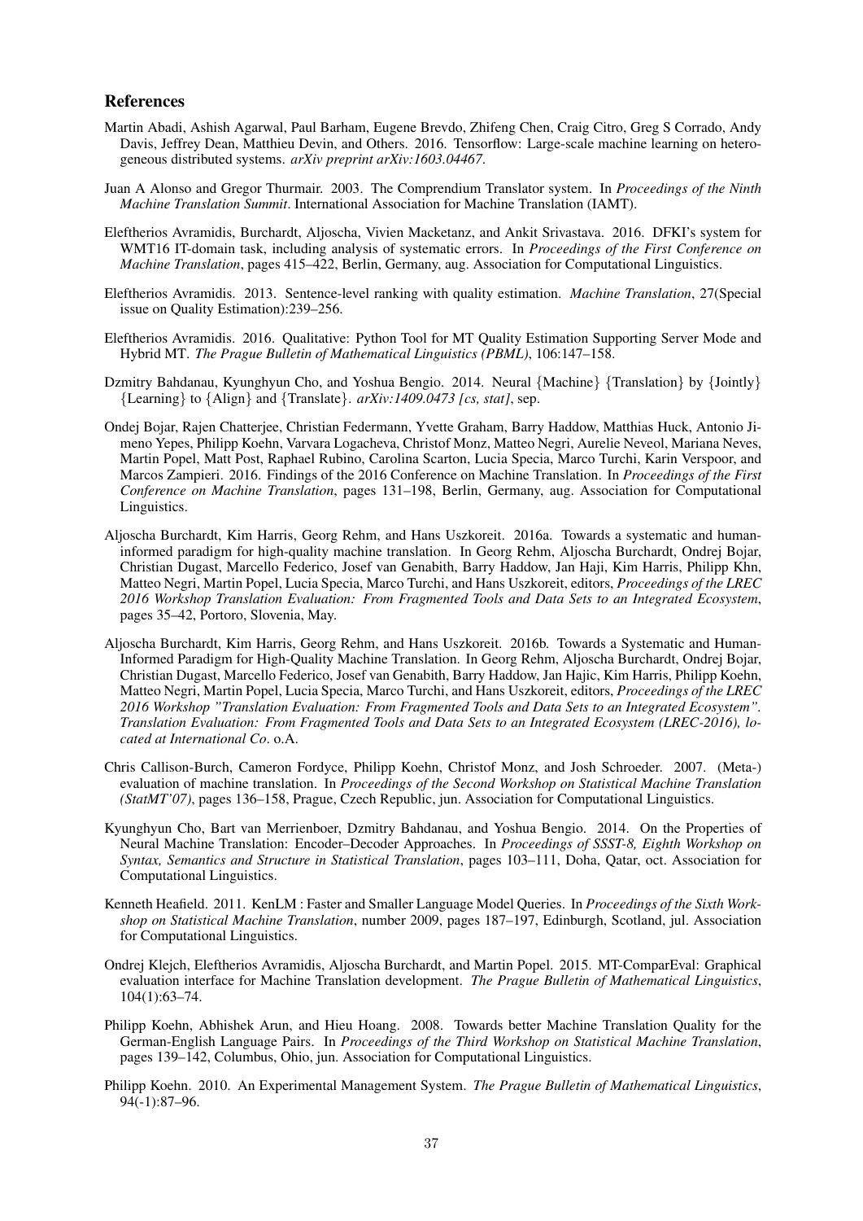## References

Martin Abadi, Ashish Agarwal, Paul Barham, Eugene Brevdo, Zhifeng Chen, Craig Citro, Greg S Corrado, Andy Davis, Jeffrey Dean, Matthieu Devin, and Others. 2016. Tensorflow: Large-scale machine learning on heterogeneous distributed systems. *arXiv preprint arXiv:1603.04467*.

Juan A Alonso and Gregor Thurmair. 2003. The Comprendium Translator system. In *Proceedings of the Ninth Machine Translation Summit*. International Association for Machine Translation (IAMT).

Eleftherios Avramidis, Burchardt, Aljoscha, Vivien Macketanz, and Ankit Srivastava. 2016. DFKI's system for WMT16 IT-domain task, including analysis of systematic errors. In *Proceedings of the First Conference on Machine Translation*, pages 415–422, Berlin, Germany, aug. Association for Computational Linguistics.

Eleftherios Avramidis. 2013. Sentence-level ranking with quality estimation. *Machine Translation*, 27(Special issue on Quality Estimation):239–256.

Eleftherios Avramidis. 2016. Qualitative: Python Tool for MT Quality Estimation Supporting Server Mode and Hybrid MT. *The Prague Bulletin of Mathematical Linguistics (PBML)*, 106:147–158.

Dzmitry Bahdanau, Kyunghyun Cho, and Yoshua Bengio. 2014. Neural {Machine} {Translation} by {Jointly} {Learning} to {Align} and {Translate}. *arXiv:1409.0473 [cs, stat]*, sep.

Ondej Bojar, Rajen Chatterjee, Christian Federmann, Yvette Graham, Barry Haddow, Matthias Huck, Antonio Jimeno Yepes, Philipp Koehn, Varvara Logacheva, Christof Monz, Matteo Negri, Aurelie Neveol, Mariana Neves, Martin Popel, Matt Post, Raphael Rubino, Carolina Scarton, Lucia Specia, Marco Turchi, Karin Verspoor, and Marcos Zampieri. 2016. Findings of the 2016 Conference on Machine Translation. In *Proceedings of the First Conference on Machine Translation*, pages 131–198, Berlin, Germany, aug. Association for Computational Linguistics.

Aljoscha Burchardt, Kim Harris, Georg Rehm, and Hans Uszkoreit. 2016a. Towards a systematic and human-informed paradigm for high-quality machine translation. In Georg Rehm, Aljoscha Burchardt, Ondrej Bojar, Christian Dugast, Marcello Federico, Josef van Genabith, Barry Haddow, Jan Haji, Kim Harris, Philipp Khn, Matteo Negri, Martin Popel, Lucia Specia, Marco Turchi, and Hans Uszkoreit, editors, *Proceedings of the LREC 2016 Workshop Translation Evaluation: From Fragmented Tools and Data Sets to an Integrated Ecosystem*, pages 35–42, Portoro, Slovenia, May.

Aljoscha Burchardt, Kim Harris, Georg Rehm, and Hans Uszkoreit. 2016b. Towards a Systematic and Human-Informed Paradigm for High-Quality Machine Translation. In Georg Rehm, Aljoscha Burchardt, Ondrej Bojar, Christian Dugast, Marcello Federico, Josef van Genabith, Barry Haddow, Jan Hajic, Kim Harris, Philipp Koehn, Matteo Negri, Martin Popel, Lucia Specia, Marco Turchi, and Hans Uszkoreit, editors, *Proceedings of the LREC 2016 Workshop "Translation Evaluation: From Fragmented Tools and Data Sets to an Integrated Ecosystem". Translation Evaluation: From Fragmented Tools and Data Sets to an Integrated Ecosystem (LREC-2016), located at International Co*. o.A.

Chris Callison-Burch, Cameron Fordyce, Philipp Koehn, Christof Monz, and Josh Schroeder. 2007. (Meta-) evaluation of machine translation. In *Proceedings of the Second Workshop on Statistical Machine Translation (StatMT'07)*, pages 136–158, Prague, Czech Republic, jun. Association for Computational Linguistics.

Kyunghyun Cho, Bart van Merrienboer, Dzmitry Bahdanau, and Yoshua Bengio. 2014. On the Properties of Neural Machine Translation: Encoder–Decoder Approaches. In *Proceedings of SSST-8, Eighth Workshop on Syntax, Semantics and Structure in Statistical Translation*, pages 103–111, Doha, Qatar, oct. Association for Computational Linguistics.

Kenneth Heafield. 2011. KenLM : Faster and Smaller Language Model Queries. In *Proceedings of the Sixth Workshop on Statistical Machine Translation*, number 2009, pages 187–197, Edinburgh, Scotland, jul. Association for Computational Linguistics.

Ondrej Klejch, Eleftherios Avramidis, Aljoscha Burchardt, and Martin Popel. 2015. MT-ComparEval: Graphical evaluation interface for Machine Translation development. *The Prague Bulletin of Mathematical Linguistics*, 104(1):63–74.

Philipp Koehn, Abhishek Arun, and Hieu Hoang. 2008. Towards better Machine Translation Quality for the German-English Language Pairs. In *Proceedings of the Third Workshop on Statistical Machine Translation*, pages 139–142, Columbus, Ohio, jun. Association for Computational Linguistics.

Philipp Koehn. 2010. An Experimental Management System. *The Prague Bulletin of Mathematical Linguistics*, 94(-1):87–96.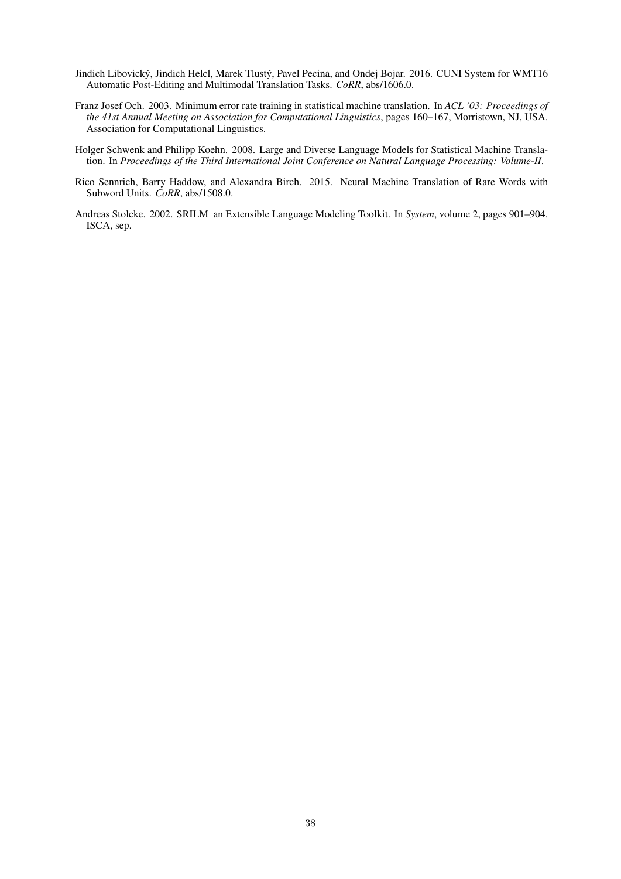Jindich Libovický, Jindich Helcl, Marek Tlustý, Pavel Pecina, and Ondej Bojar. 2016. CUNI System for WMT16 Automatic Post-Editing and Multimodal Translation Tasks. *CoRR*, abs/1606.0.

Franz Josef Och. 2003. Minimum error rate training in statistical machine translation. In *ACL '03: Proceedings of the 41st Annual Meeting on Association for Computational Linguistics*, pages 160–167, Morristown, NJ, USA. Association for Computational Linguistics.

Holger Schwenk and Philipp Koehn. 2008. Large and Diverse Language Models for Statistical Machine Translation. In *Proceedings of the Third International Joint Conference on Natural Language Processing: Volume-II*.

Rico Sennrich, Barry Haddow, and Alexandra Birch. 2015. Neural Machine Translation of Rare Words with Subword Units. *CoRR*, abs/1508.0.

Andreas Stolcke. 2002. SRILM an Extensible Language Modeling Toolkit. In *System*, volume 2, pages 901–904. ISCA, sep.